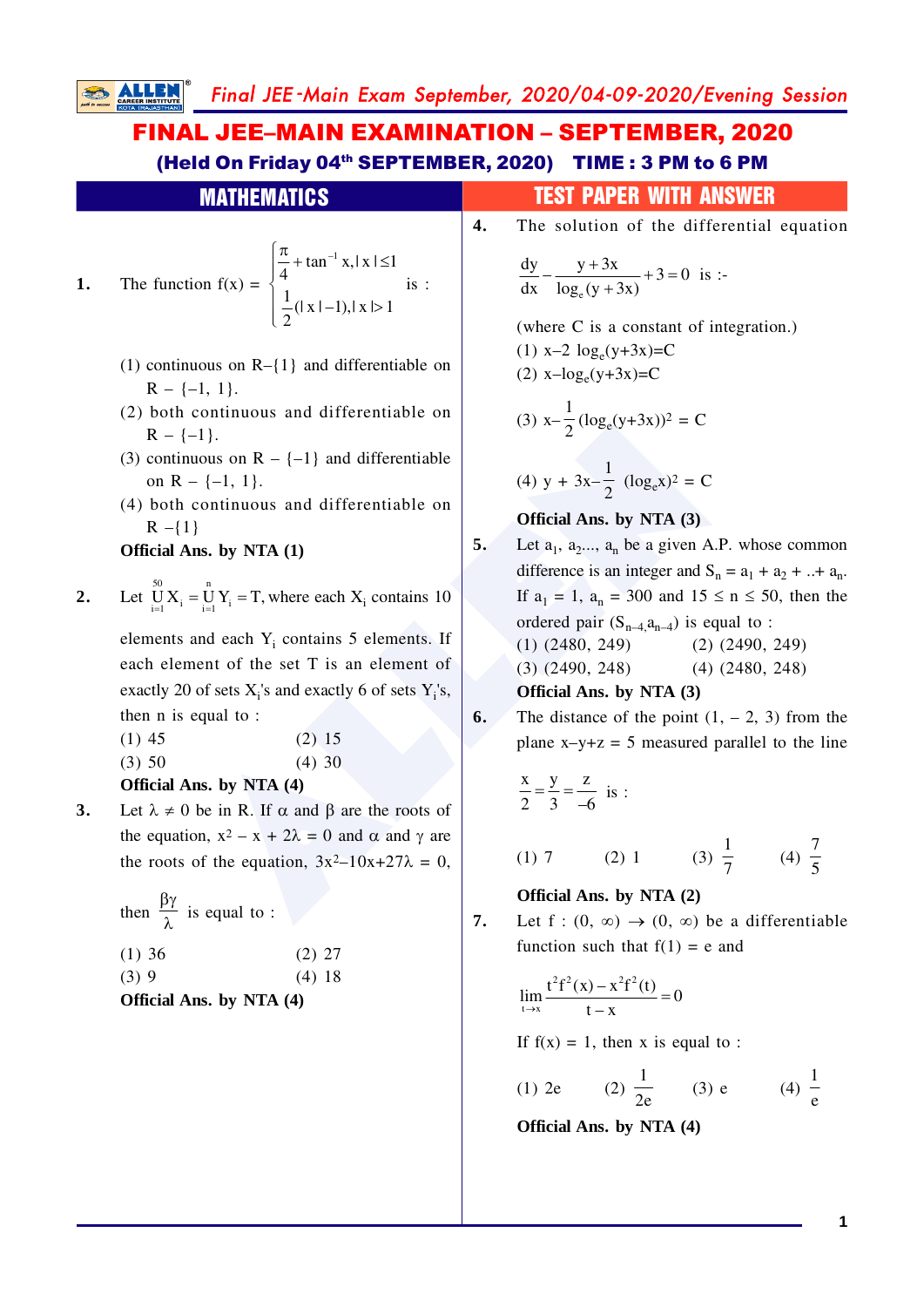# FINAL JEE–MAIN EXAMINATION – SEPTEMBER, 2020

**(Held On Friday 04th SEPTEMBER, 2020) TIME : 3 PM to 6 PM**

## MATHEMATICS — TEST PAPER WITH ANSWER

**1.** The function $f(x) = \begin{cases} \frac{\pi}{4} + \tan^{-1} x, |x| \le 1 \\ \frac{1}{2}(|x|-1), |x| > 1 \end{cases}$ is :

(1) continuous on R–{1} and differentiable on R – {–1, 1}.

(2) both continuous and differentiable on R – {–1}.

(3) continuous on R – {–1} and differentiable on R – {–1, 1}.

(4) both continuous and differentiable on R –{1}

**Official Ans. by NTA (1)**

**2.** Let $\bigcup_{i=1}^{50} X_i = \bigcup_{i=1}^{n} Y_i = T$, where each $X_i$ contains 10 elements and each $Y_i$ contains 5 elements. If each element of the set T is an element of exactly 20 of sets $X_i$'s and exactly 6 of sets $Y_i$'s, then n is equal to :

(1) 45 (2) 15

(3) 50 (4) 30

**Official Ans. by NTA (4)**

**3.** Let $\lambda \neq 0$ be in R. If $\alpha$ and $\beta$ are the roots of the equation, $x^2 - x + 2\lambda = 0$ and $\alpha$ and $\gamma$ are the roots of the equation, $3x^2 - 10x + 27\lambda = 0$, then $\frac{\beta\gamma}{\lambda}$ is equal to :

(1) 36 (2) 27

(3) 9 (4) 18

**Official Ans. by NTA (4)**

**4.** The solution of the differential equation $\frac{dy}{dx} - \frac{y+3x}{\log_e(y+3x)} + 3 = 0$ is :-

(where C is a constant of integration.)

(1) $x - 2\log_e(y+3x) = C$

(2) $x - \log_e(y+3x) = C$

(3) $x - \frac{1}{2}(\log_e(y+3x))^2 = C$

(4) $y + 3x - \frac{1}{2}(\log_e x)^2 = C$

**Official Ans. by NTA (3)**

**5.** Let $a_1, a_2, ..., a_n$ be a given A.P. whose common difference is an integer and $S_n = a_1 + a_2 + .. + a_n$. If $a_1 = 1$, $a_n = 300$ and $15 \le n \le 50$, then the ordered pair $(S_{n-4}, a_{n-4})$ is equal to :

(1) (2480, 249) (2) (2490, 249)

(3) (2490, 248) (4) (2480, 248)

**Official Ans. by NTA (3)**

**6.** The distance of the point (1, – 2, 3) from the plane x–y+z = 5 measured parallel to the line $\frac{x}{2} = \frac{y}{3} = \frac{z}{-6}$ is :

(1) 7 (2) 1 (3) $\frac{1}{7}$ (4) $\frac{7}{5}$

**Official Ans. by NTA (2)**

**7.** Let $f : (0, \infty) \to (0, \infty)$ be a differentiable function such that $f(1) = e$ and

$$\lim_{t \to x} \frac{t^2 f^2(x) - x^2 f^2(t)}{t - x} = 0$$

If $f(x) = 1$, then x is equal to :

(1) 2e (2) $\frac{1}{2e}$ (3) e (4) $\frac{1}{e}$

**Official Ans. by NTA (4)**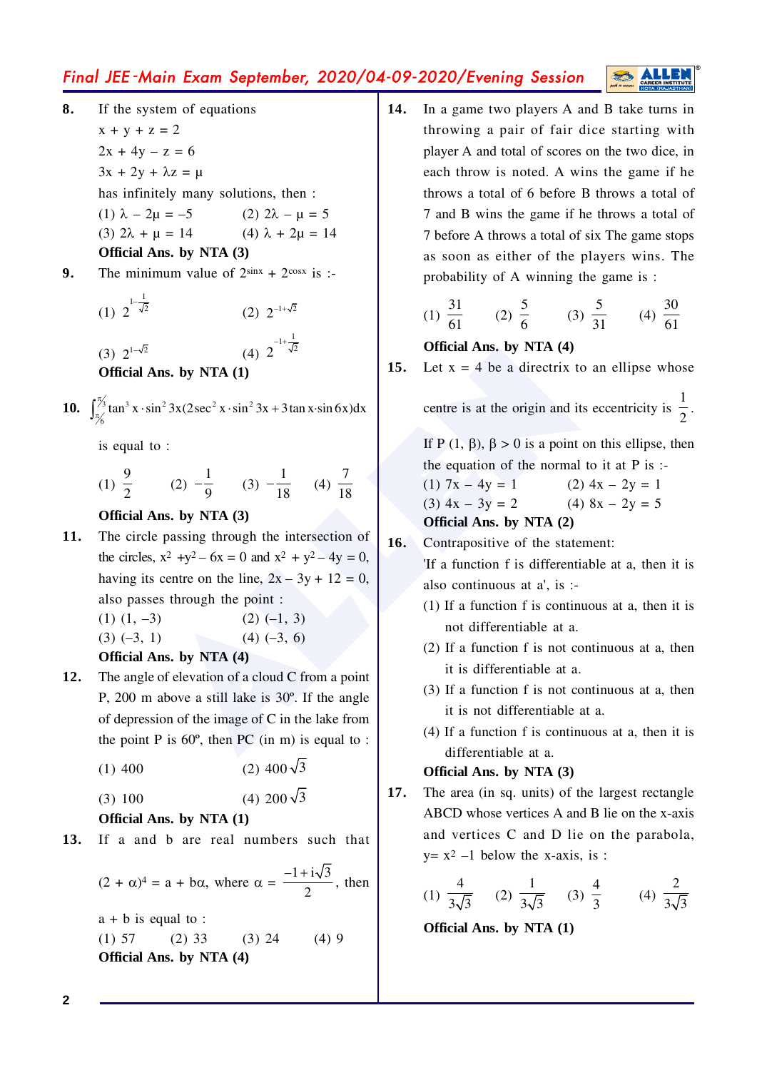**8.** If the system of equations

$x + y + z = 2$

$2x + 4y - z = 6$

$3x + 2y + \lambda z = \mu$

has infinitely many solutions, then :

(1) $\lambda - 2\mu = -5$ (2) $2\lambda - \mu = 5$

(3) $2\lambda + \mu = 14$ (4) $\lambda + 2\mu = 14$

**Official Ans. by NTA (3)**

**9.** The minimum value of $2^{\sin x} + 2^{\cos x}$ is :-

(1) $2^{1-\frac{1}{\sqrt{2}}}$ (2) $2^{-1+\sqrt{2}}$

(3) $2^{1-\sqrt{2}}$ (4) $2^{-1+\frac{1}{\sqrt{2}}}$

**Official Ans. by NTA (1)**

**10.** $\int_{\pi/6}^{\pi/3} \tan^3 x \cdot \sin^2 3x (2\sec^2 x \cdot \sin^2 3x + 3\tan x \cdot \sin 6x) dx$

is equal to :

(1) $\frac{9}{2}$ (2) $-\frac{1}{9}$ (3) $-\frac{1}{18}$ (4) $\frac{7}{18}$

**Official Ans. by NTA (3)**

**11.** The circle passing through the intersection of the circles, $x^2 + y^2 - 6x = 0$ and $x^2 + y^2 - 4y = 0$, having its centre on the line, $2x - 3y + 12 = 0$, also passes through the point :

(1) $(1, -3)$ (2) $(-1, 3)$

(3) $(-3, 1)$ (4) $(-3, 6)$

**Official Ans. by NTA (4)**

**12.** The angle of elevation of a cloud C from a point P, 200 m above a still lake is 30º. If the angle of depression of the image of C in the lake from the point P is 60º, then PC (in m) is equal to :

(1) 400 (2) $400\sqrt{3}$

(3) 100 (4) $200\sqrt{3}$

**Official Ans. by NTA (1)**

**13.** If a and b are real numbers such that

$(2 + \alpha)^4 = a + b\alpha$, where $\alpha = \frac{-1 + i\sqrt{3}}{2}$, then

a + b is equal to :

(1) 57 (2) 33 (3) 24 (4) 9

**Official Ans. by NTA (4)**

**14.** In a game two players A and B take turns in throwing a pair of fair dice starting with player A and total of scores on the two dice, in each throw is noted. A wins the game if he throws a total of 6 before B throws a total of 7 and B wins the game if he throws a total of 7 before A throws a total of six The game stops as soon as either of the players wins. The probability of A winning the game is :

(1) $\frac{31}{61}$ (2) $\frac{5}{6}$ (3) $\frac{5}{31}$ (4) $\frac{30}{61}$

**Official Ans. by NTA (4)**

**15.** Let $x = 4$ be a directrix to an ellipse whose centre is at the origin and its eccentricity is $\frac{1}{2}$. If $P(1, \beta)$, $\beta > 0$ is a point on this ellipse, then the equation of the normal to it at P is :-

(1) $7x - 4y = 1$ (2) $4x - 2y = 1$

(3) $4x - 3y = 2$ (4) $8x - 2y = 5$

**Official Ans. by NTA (2)**

**16.** Contrapositive of the statement:

'If a function f is differentiable at a, then it is also continuous at a', is :-

(1) If a function f is continuous at a, then it is not differentiable at a.

(2) If a function f is not continuous at a, then it is differentiable at a.

(3) If a function f is not continuous at a, then it is not differentiable at a.

(4) If a function f is continuous at a, then it is differentiable at a.

**Official Ans. by NTA (3)**

**17.** The area (in sq. units) of the largest rectangle ABCD whose vertices A and B lie on the x-axis and vertices C and D lie on the parabola, $y = x^2 - 1$ below the x-axis, is :

(1) $\frac{4}{3\sqrt{3}}$ (2) $\frac{1}{3\sqrt{3}}$ (3) $\frac{4}{3}$ (4) $\frac{2}{3\sqrt{3}}$

**Official Ans. by NTA (1)**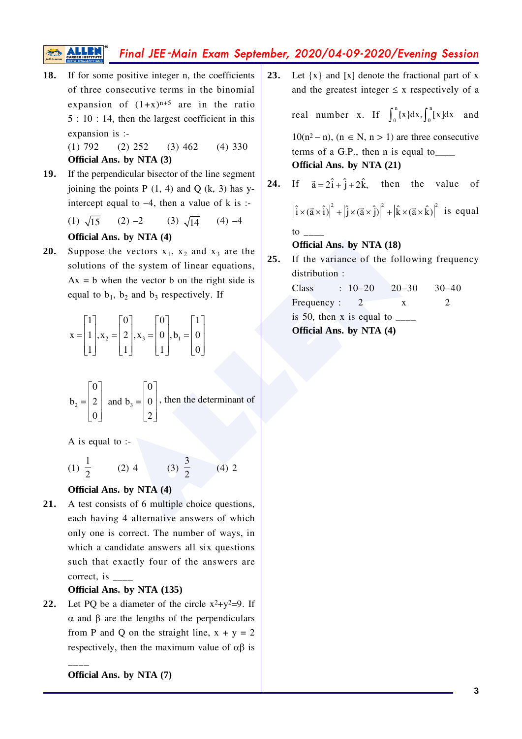**18.** If for some positive integer n, the coefficients of three consecutive terms in the binomial expansion of $(1+x)^{n+5}$ are in the ratio 5 : 10 : 14, then the largest coefficient in this expansion is :-

(1) 792 (2) 252 (3) 462 (4) 330

**Official Ans. by NTA (3)**

**19.** If the perpendicular bisector of the line segment joining the points P (1, 4) and Q (k, 3) has y-intercept equal to –4, then a value of k is :-

(1) $\sqrt{15}$ (2) –2 (3) $\sqrt{14}$ (4) –4

**Official Ans. by NTA (4)**

**20.** Suppose the vectors $x_1$, $x_2$ and $x_3$ are the solutions of the system of linear equations, Ax = b when the vector b on the right side is equal to $b_1$, $b_2$ and $b_3$ respectively. If

$$x = \begin{bmatrix} 1 \\ 1 \\ 1 \end{bmatrix}, x_2 = \begin{bmatrix} 0 \\ 2 \\ 1 \end{bmatrix}, x_3 = \begin{bmatrix} 0 \\ 0 \\ 1 \end{bmatrix}, b_1 = \begin{bmatrix} 1 \\ 0 \\ 0 \end{bmatrix}$$

$b_2 = \begin{bmatrix} 0 \\ 2 \\ 0 \end{bmatrix}$ and $b_3 = \begin{bmatrix} 0 \\ 0 \\ 2 \end{bmatrix}$, then the determinant of A is equal to :-

(1) $\frac{1}{2}$ (2) 4 (3) $\frac{3}{2}$ (4) 2

**Official Ans. by NTA (4)**

**21.** A test consists of 6 multiple choice questions, each having 4 alternative answers of which only one is correct. The number of ways, in which a candidate answers all six questions such that exactly four of the answers are correct, is ____

**Official Ans. by NTA (135)**

**22.** Let PQ be a diameter of the circle $x^2+y^2=9$. If $\alpha$ and $\beta$ are the lengths of the perpendiculars from P and Q on the straight line, x + y = 2 respectively, then the maximum value of $\alpha\beta$ is ____

**Official Ans. by NTA (7)**

**23.** Let {x} and [x] denote the fractional part of x and the greatest integer ≤ x respectively of a real number x. If $\int_0^n \{x\}dx, \int_0^n [x]dx$ and $10(n^2 - n)$, $(n \in N, n > 1)$ are three consecutive terms of a G.P., then n is equal to____

**Official Ans. by NTA (21)**

**24.** If $\vec{a} = 2\hat{i} + \hat{j} + 2\hat{k}$, then the value of $\left|\hat{i} \times (\vec{a} \times \hat{i})\right|^2 + \left|\hat{j} \times (\vec{a} \times \hat{j})\right|^2 + \left|\hat{k} \times (\vec{a} \times \hat{k})\right|^2$ is equal to ____

**Official Ans. by NTA (18)**

**25.** If the variance of the following frequency distribution :

| Class | 10–20 | 20–30 | 30–40 |
|---|---|---|---|
| Frequency | 2 | x | 2 |

is 50, then x is equal to ____

**Official Ans. by NTA (4)**